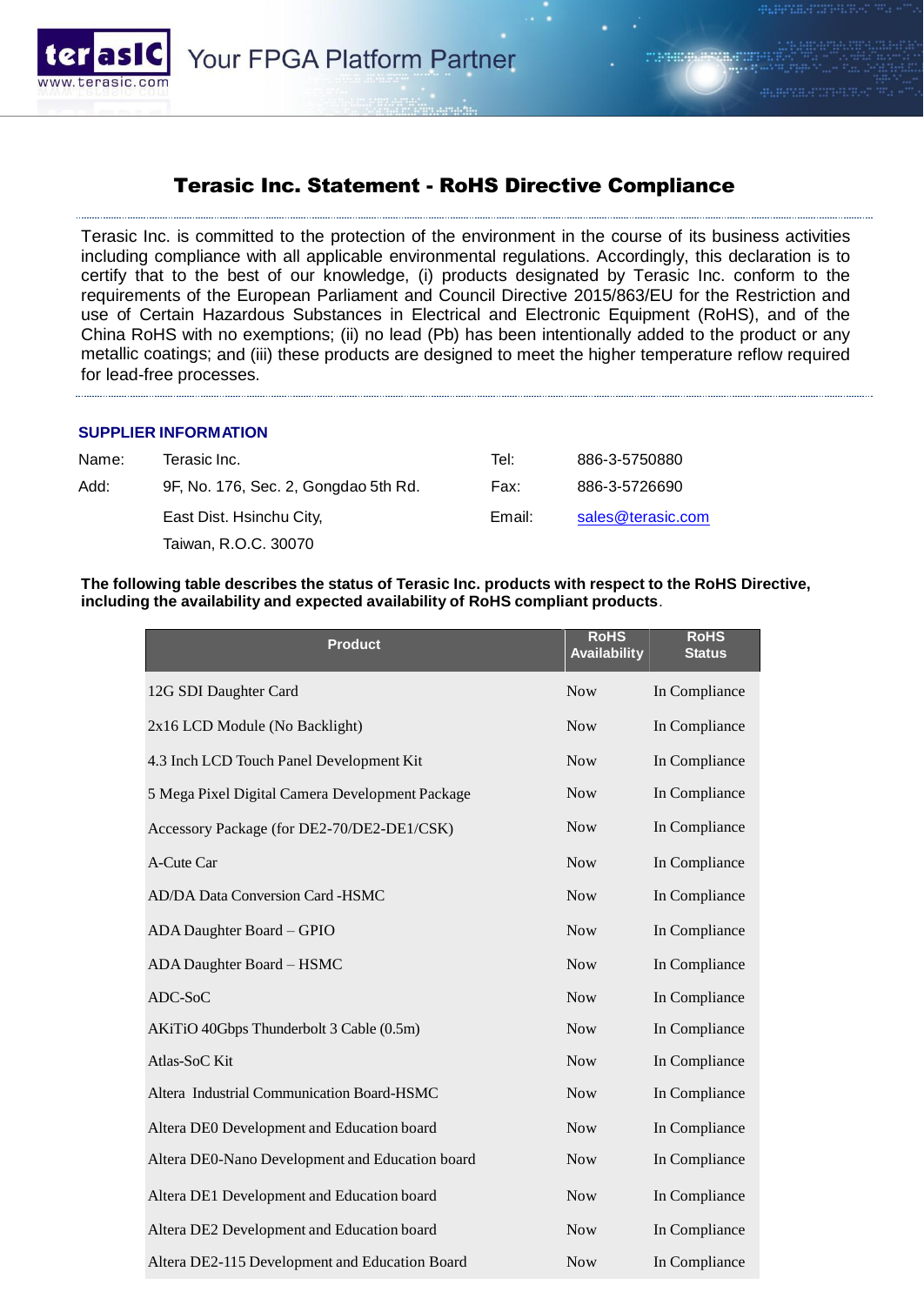# Terasic Inc. Statement - RoHS Directive Compliance

Terasic Inc. is committed to the protection of the environment in the course of its business activities including compliance with all applicable environmental regulations. Accordingly, this declaration is to certify that to the best of our knowledge, (i) products designated by Terasic Inc. conform to the requirements of the European Parliament and Council Directive 2015/863/EU for the Restriction and use of Certain Hazardous Substances in Electrical and Electronic Equipment (RoHS), and of the China RoHS with no exemptions; (ii) no lead (Pb) has been intentionally added to the product or any metallic coatings; and (iii) these products are designed to meet the higher temperature reflow required for lead-free processes.

### SUPPLIER INFORMATION

| | | | |
|---|---|---|---|
| Name: | Terasic Inc. | Tel: | 886-3-5750880 |
| Add: | 9F, No. 176, Sec. 2, Gongdao 5th Rd. | Fax: | 886-3-5726690 |
| | East Dist. Hsinchu City, | Email: | sales@terasic.com |
| | Taiwan, R.O.C. 30070 | | |

**The following table describes the status of Terasic Inc. products with respect to the RoHS Directive, including the availability and expected availability of RoHS compliant products**.

| Product | RoHS Availability | RoHS Status |
|---|---|---|
| 12G SDI Daughter Card | Now | In Compliance |
| 2x16 LCD Module (No Backlight) | Now | In Compliance |
| 4.3 Inch LCD Touch Panel Development Kit | Now | In Compliance |
| 5 Mega Pixel Digital Camera Development Package | Now | In Compliance |
| Accessory Package (for DE2-70/DE2-DE1/CSK) | Now | In Compliance |
| A-Cute Car | Now | In Compliance |
| AD/DA Data Conversion Card -HSMC | Now | In Compliance |
| ADA Daughter Board – GPIO | Now | In Compliance |
| ADA Daughter Board – HSMC | Now | In Compliance |
| ADC-SoC | Now | In Compliance |
| AKiTiO 40Gbps Thunderbolt 3 Cable (0.5m) | Now | In Compliance |
| Atlas-SoC Kit | Now | In Compliance |
| Altera Industrial Communication Board-HSMC | Now | In Compliance |
| Altera DE0 Development and Education board | Now | In Compliance |
| Altera DE0-Nano Development and Education board | Now | In Compliance |
| Altera DE1 Development and Education board | Now | In Compliance |
| Altera DE2 Development and Education board | Now | In Compliance |
| Altera DE2-115 Development and Education Board | Now | In Compliance |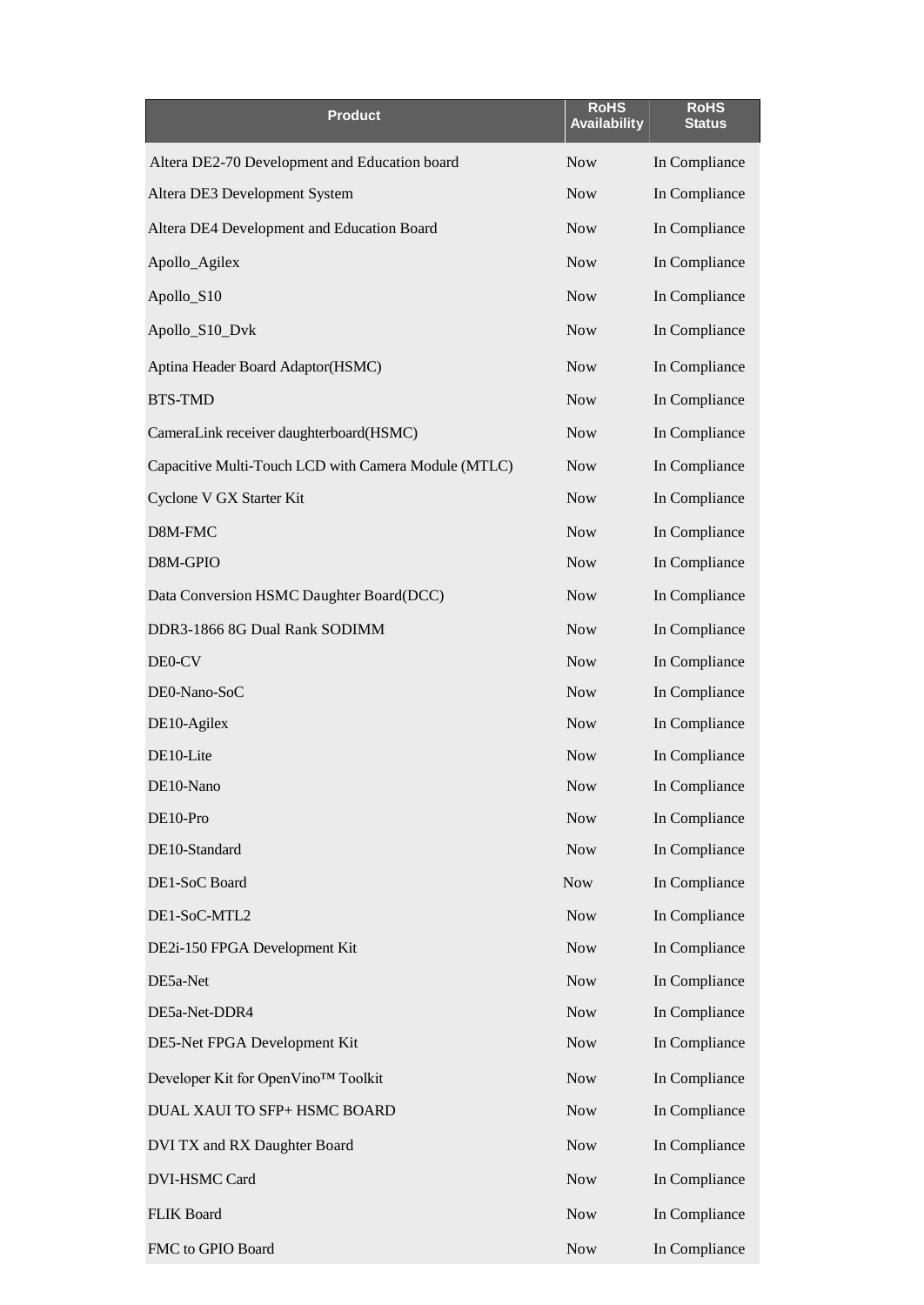| Product | RoHS Availability | RoHS Status |
|---|---|---|
| Altera DE2-70 Development and Education board | Now | In Compliance |
| Altera DE3 Development System | Now | In Compliance |
| Altera DE4 Development and Education Board | Now | In Compliance |
| Apollo_Agilex | Now | In Compliance |
| Apollo_S10 | Now | In Compliance |
| Apollo_S10_Dvk | Now | In Compliance |
| Aptina Header Board Adaptor(HSMC) | Now | In Compliance |
| BTS-TMD | Now | In Compliance |
| CameraLink receiver daughterboard(HSMC) | Now | In Compliance |
| Capacitive Multi-Touch LCD with Camera Module (MTLC) | Now | In Compliance |
| Cyclone V GX Starter Kit | Now | In Compliance |
| D8M-FMC | Now | In Compliance |
| D8M-GPIO | Now | In Compliance |
| Data Conversion HSMC Daughter Board(DCC) | Now | In Compliance |
| DDR3-1866 8G Dual Rank SODIMM | Now | In Compliance |
| DE0-CV | Now | In Compliance |
| DE0-Nano-SoC | Now | In Compliance |
| DE10-Agilex | Now | In Compliance |
| DE10-Lite | Now | In Compliance |
| DE10-Nano | Now | In Compliance |
| DE10-Pro | Now | In Compliance |
| DE10-Standard | Now | In Compliance |
| DE1-SoC Board | Now | In Compliance |
| DE1-SoC-MTL2 | Now | In Compliance |
| DE2i-150 FPGA Development Kit | Now | In Compliance |
| DE5a-Net | Now | In Compliance |
| DE5a-Net-DDR4 | Now | In Compliance |
| DE5-Net FPGA Development Kit | Now | In Compliance |
| Developer Kit for OpenVino™ Toolkit | Now | In Compliance |
| DUAL XAUI TO SFP+ HSMC BOARD | Now | In Compliance |
| DVI TX and RX Daughter Board | Now | In Compliance |
| DVI-HSMC Card | Now | In Compliance |
| FLIK Board | Now | In Compliance |
| FMC to GPIO Board | Now | In Compliance |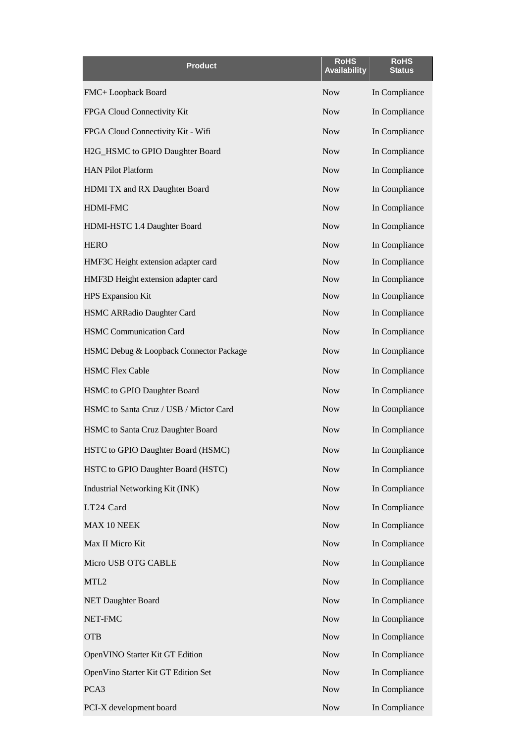| Product | RoHS Availability | RoHS Status |
| --- | --- | --- |
| FMC+ Loopback Board | Now | In Compliance |
| FPGA Cloud Connectivity Kit | Now | In Compliance |
| FPGA Cloud Connectivity Kit - Wifi | Now | In Compliance |
| H2G_HSMC to GPIO Daughter Board | Now | In Compliance |
| HAN Pilot Platform | Now | In Compliance |
| HDMI TX and RX Daughter Board | Now | In Compliance |
| HDMI-FMC | Now | In Compliance |
| HDMI-HSTC 1.4 Daughter Board | Now | In Compliance |
| HERO | Now | In Compliance |
| HMF3C Height extension adapter card | Now | In Compliance |
| HMF3D Height extension adapter card | Now | In Compliance |
| HPS Expansion Kit | Now | In Compliance |
| HSMC ARRadio Daughter Card | Now | In Compliance |
| HSMC Communication Card | Now | In Compliance |
| HSMC Debug & Loopback Connector Package | Now | In Compliance |
| HSMC Flex Cable | Now | In Compliance |
| HSMC to GPIO Daughter Board | Now | In Compliance |
| HSMC to Santa Cruz / USB / Mictor Card | Now | In Compliance |
| HSMC to Santa Cruz Daughter Board | Now | In Compliance |
| HSTC to GPIO Daughter Board (HSMC) | Now | In Compliance |
| HSTC to GPIO Daughter Board (HSTC) | Now | In Compliance |
| Industrial Networking Kit (INK) | Now | In Compliance |
| LT24 Card | Now | In Compliance |
| MAX 10 NEEK | Now | In Compliance |
| Max II Micro Kit | Now | In Compliance |
| Micro USB OTG CABLE | Now | In Compliance |
| MTL2 | Now | In Compliance |
| NET Daughter Board | Now | In Compliance |
| NET-FMC | Now | In Compliance |
| OTB | Now | In Compliance |
| OpenVINO Starter Kit GT Edition | Now | In Compliance |
| OpenVino Starter Kit GT Edition Set | Now | In Compliance |
| PCA3 | Now | In Compliance |
| PCI-X development board | Now | In Compliance |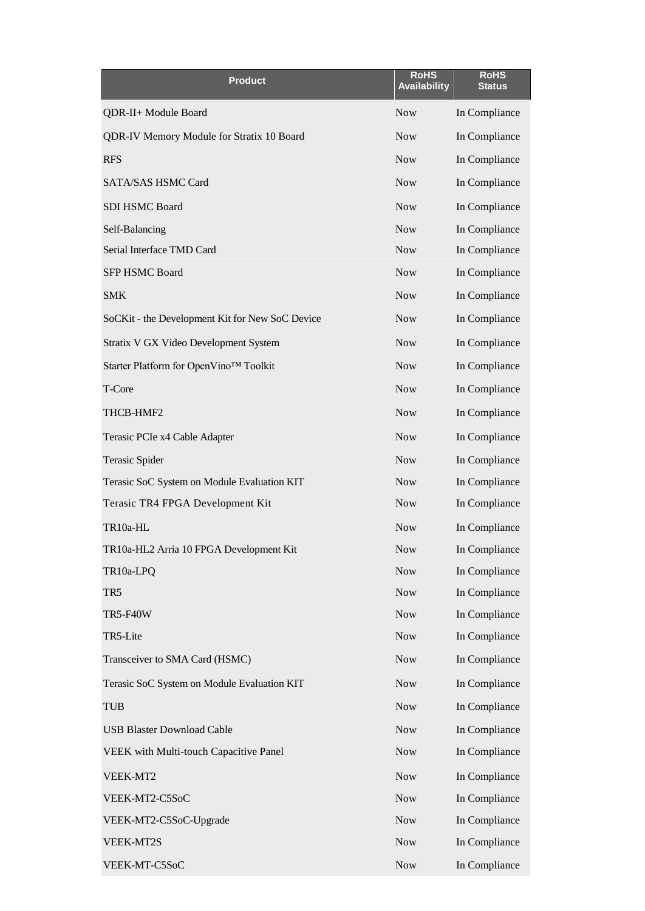| Product | RoHS Availability | RoHS Status |
| --- | --- | --- |
| QDR-II+ Module Board | Now | In Compliance |
| QDR-IV Memory Module for Stratix 10 Board | Now | In Compliance |
| RFS | Now | In Compliance |
| SATA/SAS HSMC Card | Now | In Compliance |
| SDI HSMC Board | Now | In Compliance |
| Self-Balancing | Now | In Compliance |
| Serial Interface TMD Card | Now | In Compliance |
| SFP HSMC Board | Now | In Compliance |
| SMK | Now | In Compliance |
| SoCKit - the Development Kit for New SoC Device | Now | In Compliance |
| Stratix V GX Video Development System | Now | In Compliance |
| Starter Platform for OpenVino™ Toolkit | Now | In Compliance |
| T-Core | Now | In Compliance |
| THCB-HMF2 | Now | In Compliance |
| Terasic PCIe x4 Cable Adapter | Now | In Compliance |
| Terasic Spider | Now | In Compliance |
| Terasic SoC System on Module Evaluation KIT | Now | In Compliance |
| Terasic TR4 FPGA Development Kit | Now | In Compliance |
| TR10a-HL | Now | In Compliance |
| TR10a-HL2 Arria 10 FPGA Development Kit | Now | In Compliance |
| TR10a-LPQ | Now | In Compliance |
| TR5 | Now | In Compliance |
| TR5-F40W | Now | In Compliance |
| TR5-Lite | Now | In Compliance |
| Transceiver to SMA Card (HSMC) | Now | In Compliance |
| Terasic SoC System on Module Evaluation KIT | Now | In Compliance |
| TUB | Now | In Compliance |
| USB Blaster Download Cable | Now | In Compliance |
| VEEK with Multi-touch Capacitive Panel | Now | In Compliance |
| VEEK-MT2 | Now | In Compliance |
| VEEK-MT2-C5SoC | Now | In Compliance |
| VEEK-MT2-C5SoC-Upgrade | Now | In Compliance |
| VEEK-MT2S | Now | In Compliance |
| VEEK-MT-C5SoC | Now | In Compliance |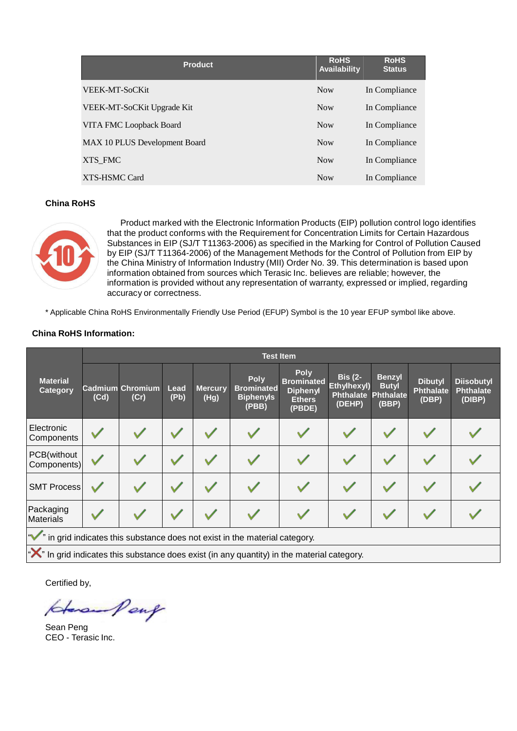| Product | RoHS Availability | RoHS Status |
|---|---|---|
| VEEK-MT-SoCKit | Now | In Compliance |
| VEEK-MT-SoCKit Upgrade Kit | Now | In Compliance |
| VITA FMC Loopback Board | Now | In Compliance |
| MAX 10 PLUS Development Board | Now | In Compliance |
| XTS_FMC | Now | In Compliance |
| XTS-HSMC Card | Now | In Compliance |

**China RoHS**

Product marked with the Electronic Information Products (EIP) pollution control logo identifies that the product conforms with the Requirement for Concentration Limits for Certain Hazardous Substances in EIP (SJ/T T11363-2006) as specified in the Marking for Control of Pollution Caused by EIP (SJ/T T11364-2006) of the Management Methods for the Control of Pollution from EIP by the China Ministry of Information Industry (MII) Order No. 39. This determination is based upon information obtained from sources which Terasic Inc. believes are reliable; however, the information is provided without any representation of warranty, expressed or implied, regarding accuracy or correctness.

* Applicable China RoHS Environmentally Friendly Use Period (EFUP) Symbol is the 10 year EFUP symbol like above.

**China RoHS Information:**

| Material Category | Test Item | | | | | | | | | |
|---|---|---|---|---|---|---|---|---|---|---|
| | Cadmium (Cd) | Chromium (Cr) | Lead (Pb) | Mercury (Hg) | Poly Brominated Biphenyls (PBB) | Poly Brominated Diphenyl Ethers (PBDE) | Bis (2-Ethylhexyl) Phthalate (DEHP) | Benzyl Butyl Phthalate (BBP) | Dibutyl Phthalate (DBP) | Diisobutyl Phthalate (DIBP) |
| Electronic Components | ✓ | ✓ | ✓ | ✓ | ✓ | ✓ | ✓ | ✓ | ✓ | ✓ |
| PCB(without Components) | ✓ | ✓ | ✓ | ✓ | ✓ | ✓ | ✓ | ✓ | ✓ | ✓ |
| SMT Process | ✓ | ✓ | ✓ | ✓ | ✓ | ✓ | ✓ | ✓ | ✓ | ✓ |
| Packaging Materials | ✓ | ✓ | ✓ | ✓ | ✓ | ✓ | ✓ | ✓ | ✓ | ✓ |

"✓" in grid indicates this substance does not exist in the material category.

"✗" In grid indicates this substance does exist (in any quantity) in the material category.

Certified by,

Sean Peng
CEO - Terasic Inc.